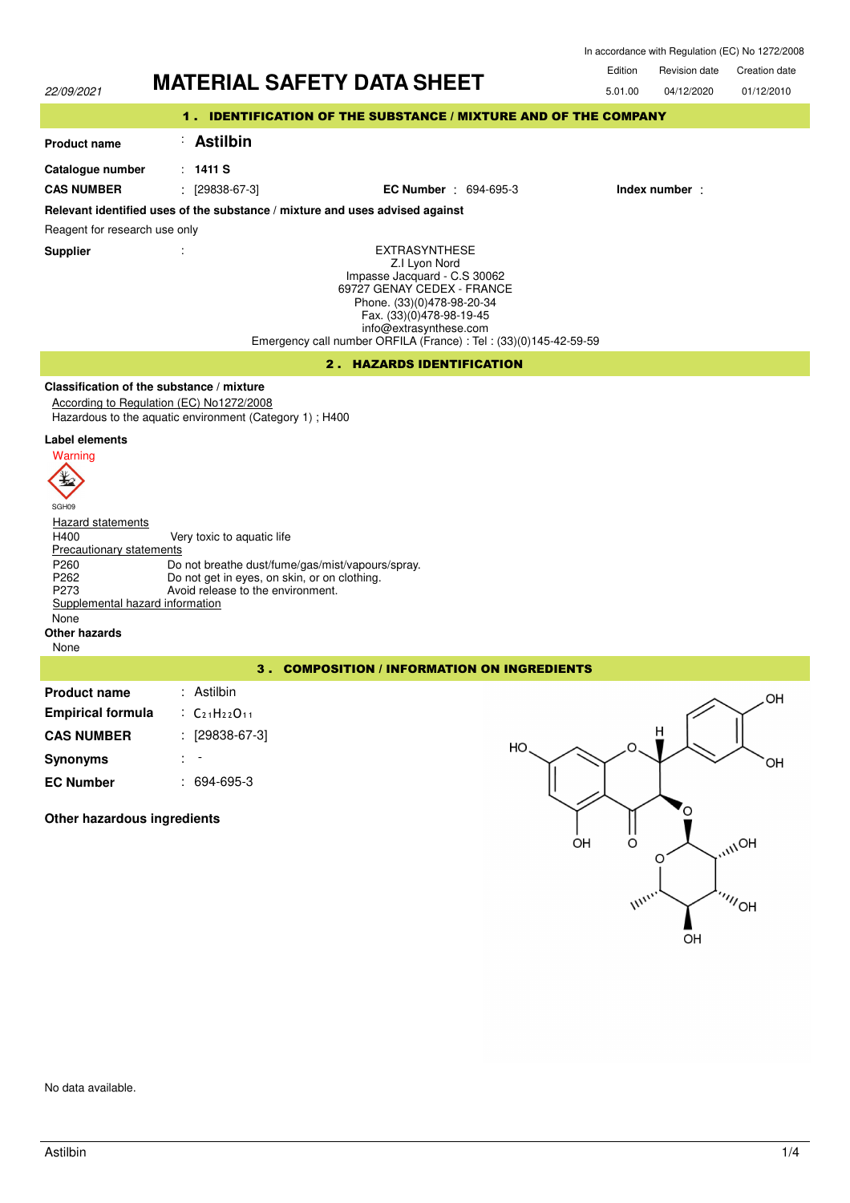In accordance with Regulation (EC) No 1272/2008

22/09/2021

# MATERIAL SAFETY DATA SHEET

| Edition | Revision date | Creation date |
|---|---|---|
| 5.01.00 | 04/12/2020 | 01/12/2010 |

## 1 . IDENTIFICATION OF THE SUBSTANCE / MIXTURE AND OF THE COMPANY

**Product name** : **Astilbin**

**Catalogue number** : **1411 S**

**CAS NUMBER** : [29838-67-3] **EC Number** : 694-695-3 **Index number** :

**Relevant identified uses of the substance / mixture and uses advised against**

Reagent for research use only

**Supplier** :

EXTRASYNTHESE
Z.I Lyon Nord
Impasse Jacquard - C.S 30062
69727 GENAY CEDEX - FRANCE
Phone. (33)(0)478-98-20-34
Fax. (33)(0)478-98-19-45
info@extrasynthese.com
Emergency call number ORFILA (France) : Tel : (33)(0)145-42-59-59

## 2 . HAZARDS IDENTIFICATION

**Classification of the substance / mixture**

According to Regulation (EC) No1272/2008

Hazardous to the aquatic environment (Category 1) ; H400

**Label elements**

Warning

SGH09

Hazard statements

H400 Very toxic to aquatic life

Precautionary statements

P260 Do not breathe dust/fume/gas/mist/vapours/spray.
P262 Do not get in eyes, on skin, or on clothing.
P273 Avoid release to the environment.

Supplemental hazard information

None

**Other hazards**

None

## 3 . COMPOSITION / INFORMATION ON INGREDIENTS

**Product name** : Astilbin

**Empirical formula** : $C_{21}H_{22}O_{11}$

**CAS NUMBER** : [29838-67-3]

**Synonyms** : -

**EC Number** : 694-695-3

**Other hazardous ingredients**

No data available.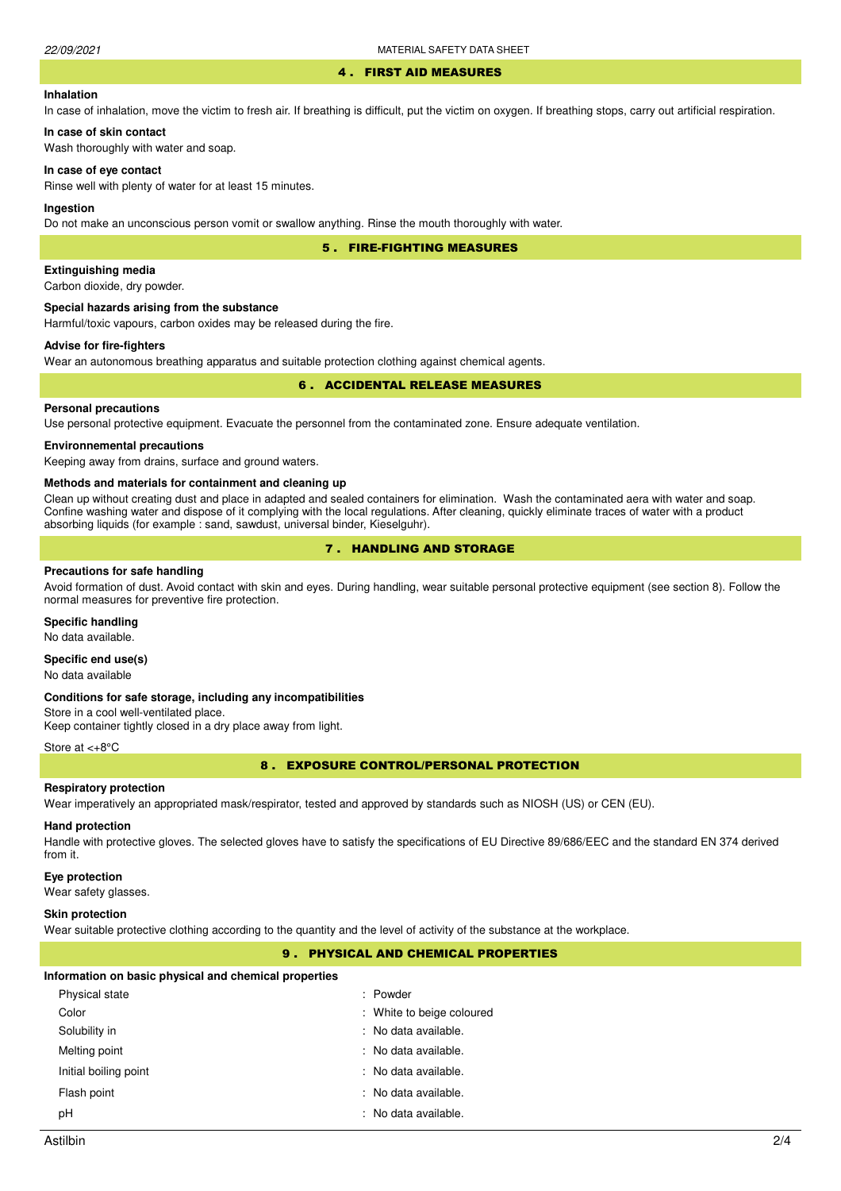## 4 . FIRST AID MEASURES

**Inhalation**

In case of inhalation, move the victim to fresh air. If breathing is difficult, put the victim on oxygen. If breathing stops, carry out artificial respiration.

**In case of skin contact**

Wash thoroughly with water and soap.

**In case of eye contact**

Rinse well with plenty of water for at least 15 minutes.

**Ingestion**

Do not make an unconscious person vomit or swallow anything. Rinse the mouth thoroughly with water.

## 5 . FIRE-FIGHTING MEASURES

**Extinguishing media**

Carbon dioxide, dry powder.

**Special hazards arising from the substance**

Harmful/toxic vapours, carbon oxides may be released during the fire.

**Advise for fire-fighters**

Wear an autonomous breathing apparatus and suitable protection clothing against chemical agents.

## 6 . ACCIDENTAL RELEASE MEASURES

**Personal precautions**

Use personal protective equipment. Evacuate the personnel from the contaminated zone. Ensure adequate ventilation.

**Environnemental precautions**

Keeping away from drains, surface and ground waters.

**Methods and materials for containment and cleaning up**

Clean up without creating dust and place in adapted and sealed containers for elimination. Wash the contaminated aera with water and soap. Confine washing water and dispose of it complying with the local regulations. After cleaning, quickly eliminate traces of water with a product absorbing liquids (for example : sand, sawdust, universal binder, Kieselguhr).

## 7 . HANDLING AND STORAGE

**Precautions for safe handling**

Avoid formation of dust. Avoid contact with skin and eyes. During handling, wear suitable personal protective equipment (see section 8). Follow the normal measures for preventive fire protection.

**Specific handling**

No data available.

**Specific end use(s)**

No data available

**Conditions for safe storage, including any incompatibilities**

Store in a cool well-ventilated place.
Keep container tightly closed in a dry place away from light.

Store at <+8°C

## 8 . EXPOSURE CONTROL/PERSONAL PROTECTION

**Respiratory protection**

Wear imperatively an appropriated mask/respirator, tested and approved by standards such as NIOSH (US) or CEN (EU).

**Hand protection**

Handle with protective gloves. The selected gloves have to satisfy the specifications of EU Directive 89/686/EEC and the standard EN 374 derived from it.

**Eye protection**

Wear safety glasses.

**Skin protection**

Wear suitable protective clothing according to the quantity and the level of activity of the substance at the workplace.

## 9 . PHYSICAL AND CHEMICAL PROPERTIES

**Information on basic physical and chemical properties**

| | |
|---|---|
| Physical state | : Powder |
| Color | : White to beige coloured |
| Solubility in | : No data available. |
| Melting point | : No data available. |
| Initial boiling point | : No data available. |
| Flash point | : No data available. |
| pH | : No data available. |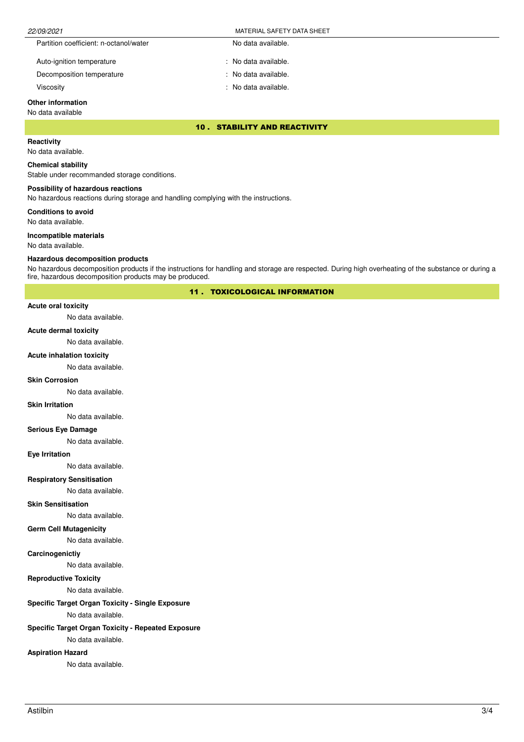| | |
|---|---|
| Partition coefficient: n-octanol/water | No data available. |
| Auto-ignition temperature | : No data available. |
| Decomposition temperature | : No data available. |
| Viscosity | : No data available. |

**Other information**

No data available

## 10 . STABILITY AND REACTIVITY

**Reactivity**

No data available.

**Chemical stability**

Stable under recommanded storage conditions.

**Possibility of hazardous reactions**

No hazardous reactions during storage and handling complying with the instructions.

**Conditions to avoid**

No data available.

**Incompatible materials**

No data available.

**Hazardous decomposition products**

No hazardous decomposition products if the instructions for handling and storage are respected. During high overheating of the substance or during a fire, hazardous decomposition products may be produced.

## 11 . TOXICOLOGICAL INFORMATION

**Acute oral toxicity**

No data available.

**Acute dermal toxicity**

No data available.

**Acute inhalation toxicity**

No data available.

**Skin Corrosion**

No data available.

**Skin Irritation**

No data available.

**Serious Eye Damage**

No data available.

**Eye Irritation**

No data available.

**Respiratory Sensitisation**

No data available.

**Skin Sensitisation**

No data available.

**Germ Cell Mutagenicity**

No data available.

**Carcinogenictiy**

No data available.

**Reproductive Toxicity**

No data available.

**Specific Target Organ Toxicity - Single Exposure**

No data available.

**Specific Target Organ Toxicity - Repeated Exposure**

No data available.

**Aspiration Hazard**

No data available.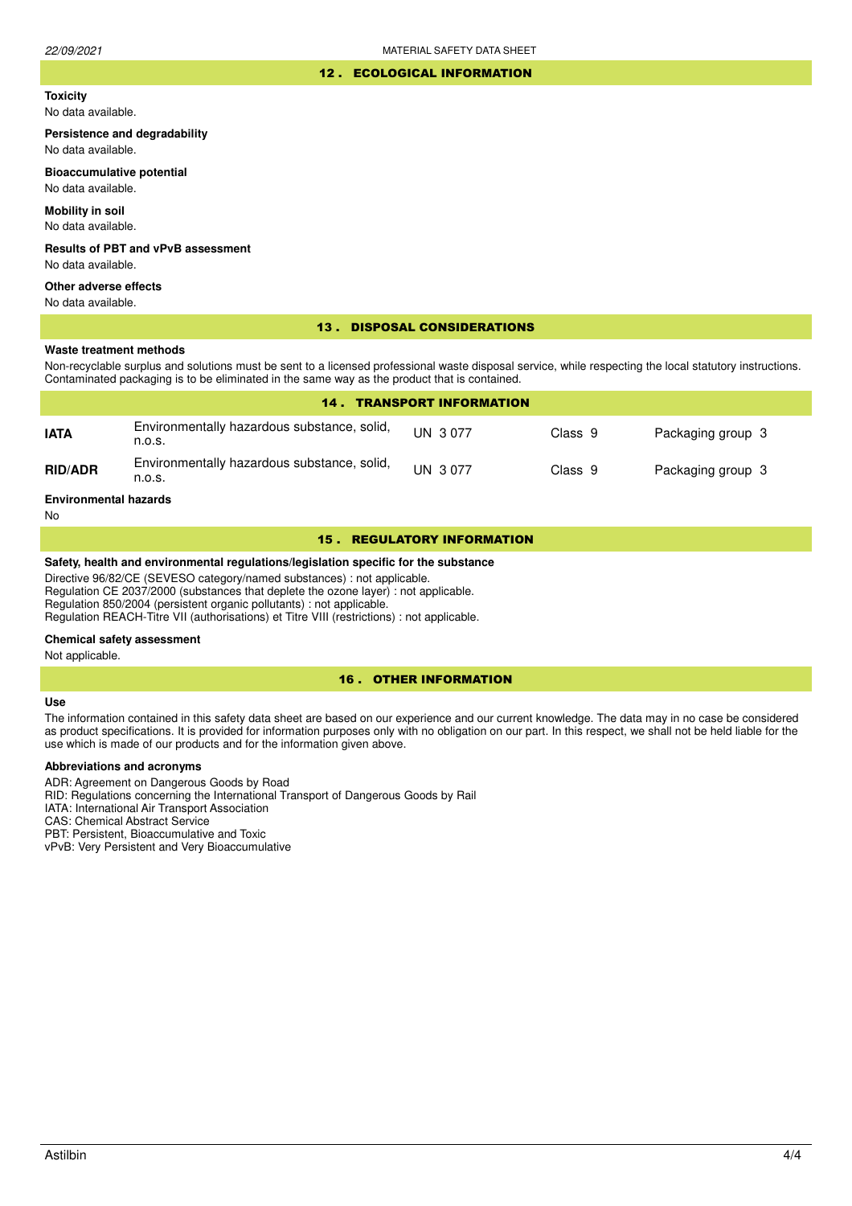## 12 . ECOLOGICAL INFORMATION

**Toxicity**

No data available.

**Persistence and degradability**

No data available.

**Bioaccumulative potential**

No data available.

**Mobility in soil**

No data available.

**Results of PBT and vPvB assessment**

No data available.

**Other adverse effects**

No data available.

## 13 . DISPOSAL CONSIDERATIONS

**Waste treatment methods**

Non-recyclable surplus and solutions must be sent to a licensed professional waste disposal service, while respecting the local statutory instructions. Contaminated packaging is to be eliminated in the same way as the product that is contained.

## 14 . TRANSPORT INFORMATION

| | | | | |
|---|---|---|---|---|
| **IATA** | Environmentally hazardous substance, solid, n.o.s. | UN 3 077 | Class 9 | Packaging group 3 |
| **RID/ADR** | Environmentally hazardous substance, solid, n.o.s. | UN 3 077 | Class 9 | Packaging group 3 |

**Environmental hazards**

No

## 15 . REGULATORY INFORMATION

**Safety, health and environmental regulations/legislation specific for the substance**

Directive 96/82/CE (SEVESO category/named substances) : not applicable.
Regulation CE 2037/2000 (substances that deplete the ozone layer) : not applicable.
Regulation 850/2004 (persistent organic pollutants) : not applicable.
Regulation REACH-Titre VII (authorisations) et Titre VIII (restrictions) : not applicable.

**Chemical safety assessment**

Not applicable.

## 16 . OTHER INFORMATION

**Use**

The information contained in this safety data sheet are based on our experience and our current knowledge. The data may in no case be considered as product specifications. It is provided for information purposes only with no obligation on our part. In this respect, we shall not be held liable for the use which is made of our products and for the information given above.

**Abbreviations and acronyms**

ADR: Agreement on Dangerous Goods by Road
RID: Regulations concerning the International Transport of Dangerous Goods by Rail
IATA: International Air Transport Association
CAS: Chemical Abstract Service
PBT: Persistent, Bioaccumulative and Toxic
vPvB: Very Persistent and Very Bioaccumulative